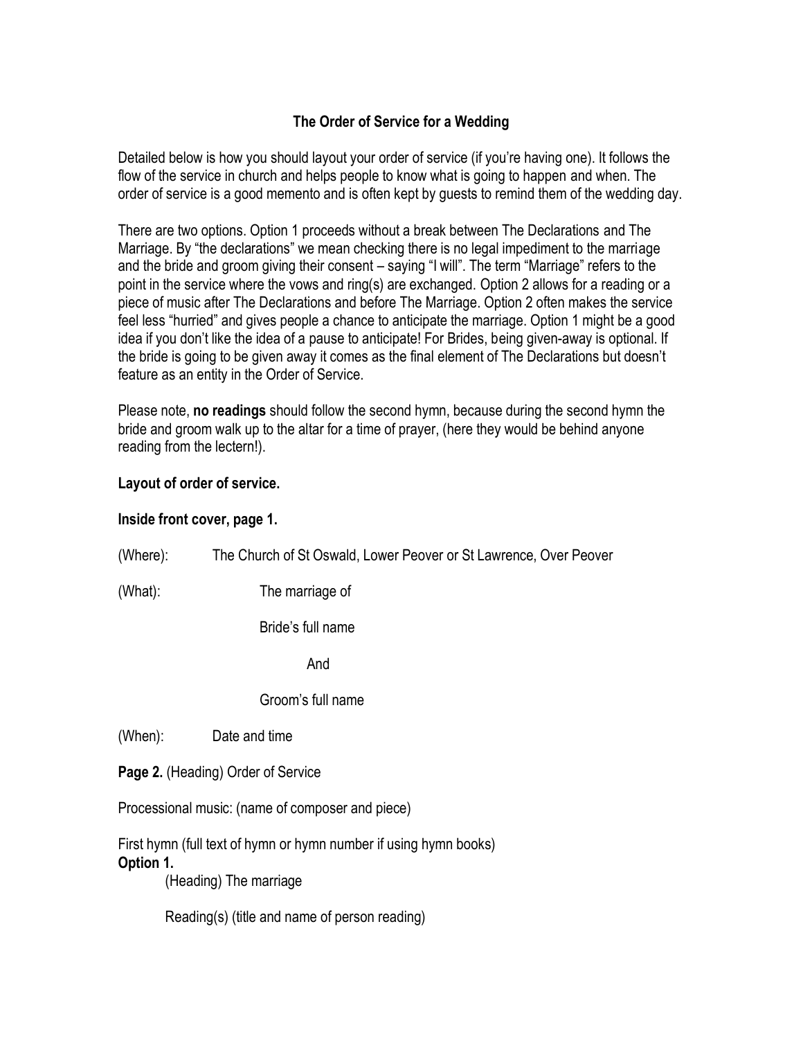# The Order of Service for a Wedding

Detailed below is how you should layout your order of service (if you're having one). It follows the flow of the service in church and helps people to know what is going to happen and when. The order of service is a good memento and is often kept by guests to remind them of the wedding day.

There are two options. Option 1 proceeds without a break between The Declarations and The Marriage. By "the declarations" we mean checking there is no legal impediment to the marriage and the bride and groom giving their consent – saying "I will". The term "Marriage" refers to the point in the service where the vows and ring(s) are exchanged. Option 2 allows for a reading or a piece of music after The Declarations and before The Marriage. Option 2 often makes the service feel less "hurried" and gives people a chance to anticipate the marriage. Option 1 might be a good idea if you don't like the idea of a pause to anticipate! For Brides, being given-away is optional. If the bride is going to be given away it comes as the final element of The Declarations but doesn't feature as an entity in the Order of Service.

Please note, **no readings** should follow the second hymn, because during the second hymn the bride and groom walk up to the altar for a time of prayer, (here they would be behind anyone reading from the lectern!).

**Layout of order of service.**

**Inside front cover, page 1.**

(Where): The Church of St Oswald, Lower Peover or St Lawrence, Over Peover

(What): The marriage of

Bride's full name

And

Groom's full name

(When): Date and time

**Page 2.** (Heading) Order of Service

Processional music: (name of composer and piece)

First hymn (full text of hymn or hymn number if using hymn books)

**Option 1.**

(Heading) The marriage

Reading(s) (title and name of person reading)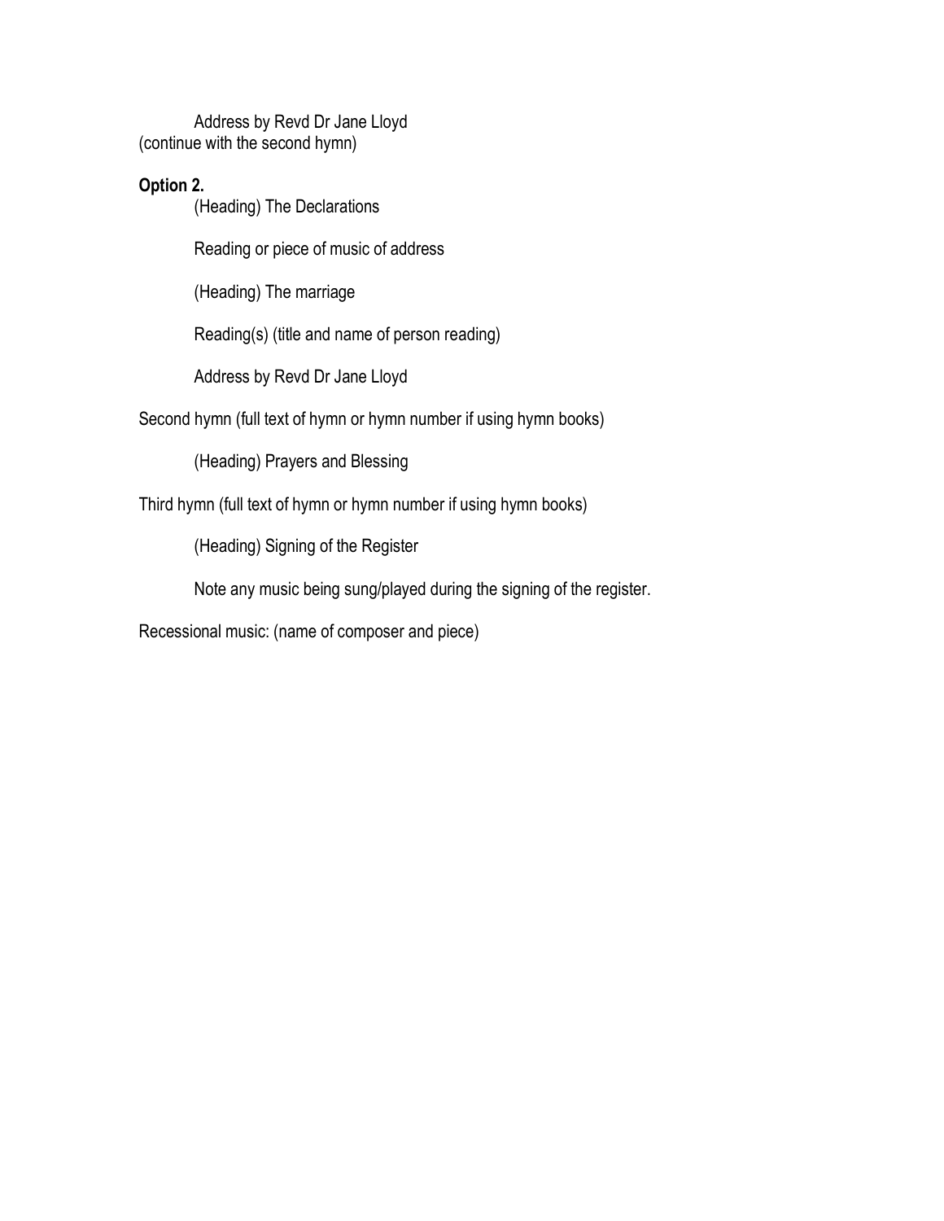Address by Revd Dr Jane Lloyd
(continue with the second hymn)

**Option 2.**

(Heading) The Declarations

Reading or piece of music of address

(Heading) The marriage

Reading(s) (title and name of person reading)

Address by Revd Dr Jane Lloyd

Second hymn (full text of hymn or hymn number if using hymn books)

(Heading) Prayers and Blessing

Third hymn (full text of hymn or hymn number if using hymn books)

(Heading) Signing of the Register

Note any music being sung/played during the signing of the register.

Recessional music: (name of composer and piece)